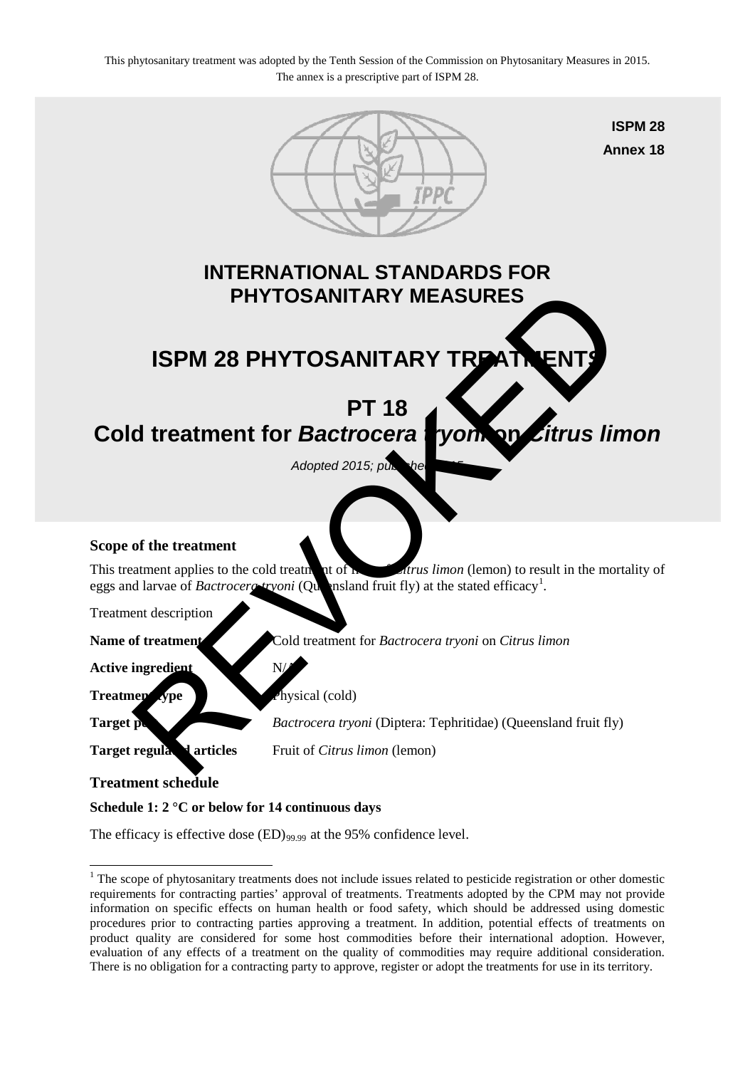This phytosanitary treatment was adopted by the Tenth Session of the Commission on Phytosanitary Measures in 2015. The annex is a prescriptive part of ISPM 28.

ISPM 28
Annex 18

# INTERNATIONAL STANDARDS FOR PHYTOSANITARY MEASURES

# ISPM 28 PHYTOSANITARY TREATMENTS

# PT 18
# Cold treatment for *Bactrocera tryoni* on *Citrus limon*

*Adopted 2015; published 2015*

REVOKED

### Scope of the treatment

This treatment applies to the cold treatment of fruit of *Citrus limon* (lemon) to result in the mortality of eggs and larvae of *Bactrocera tryoni* (Queensland fruit fly) at the stated efficacy[1].

Treatment description

**Name of treatment** Cold treatment for *Bactrocera tryoni* on *Citrus limon*

**Active ingredient** N/A

**Treatment type** Physical (cold)

**Target pest** *Bactrocera tryoni* (Diptera: Tephritidae) (Queensland fruit fly)

**Target regulated articles** Fruit of *Citrus limon* (lemon)

### Treatment schedule

**Schedule 1: 2 °C or below for 14 continuous days**

The efficacy is effective dose $(ED)_{99.99}$ at the 95% confidence level.

[1] The scope of phytosanitary treatments does not include issues related to pesticide registration or other domestic requirements for contracting parties' approval of treatments. Treatments adopted by the CPM may not provide information on specific effects on human health or food safety, which should be addressed using domestic procedures prior to contracting parties approving a treatment. In addition, potential effects of treatments on product quality are considered for some host commodities before their international adoption. However, evaluation of any effects of a treatment on the quality of commodities may require additional consideration. There is no obligation for a contracting party to approve, register or adopt the treatments for use in its territory.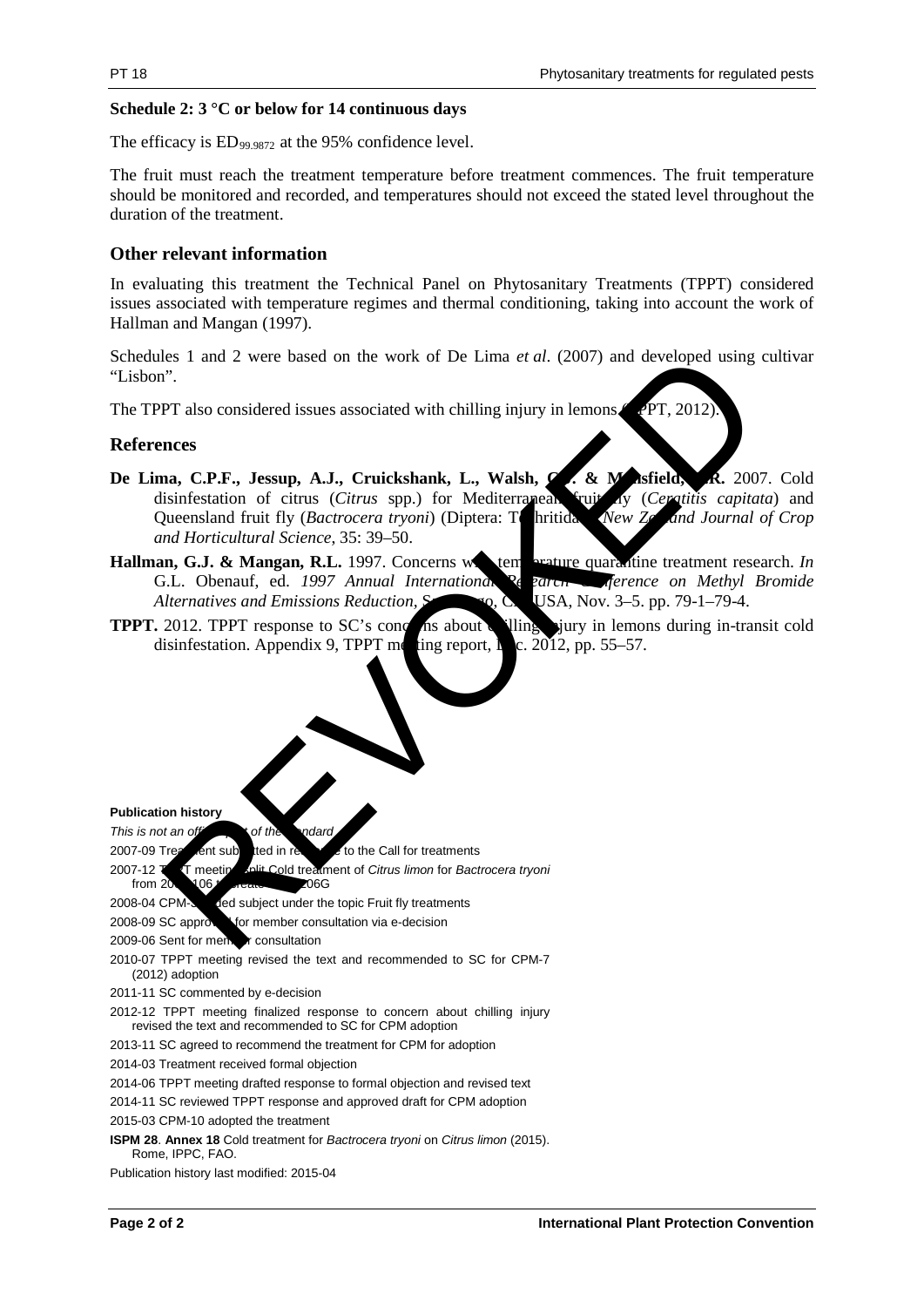### Schedule 2: 3 °C or below for 14 continuous days

The efficacy is $ED_{99.9872}$ at the 95% confidence level.

The fruit must reach the treatment temperature before treatment commences. The fruit temperature should be monitored and recorded, and temperatures should not exceed the stated level throughout the duration of the treatment.

## Other relevant information

In evaluating this treatment the Technical Panel on Phytosanitary Treatments (TPPT) considered issues associated with temperature regimes and thermal conditioning, taking into account the work of Hallman and Mangan (1997).

Schedules 1 and 2 were based on the work of De Lima *et al*. (2007) and developed using cultivar "Lisbon".

The TPPT also considered issues associated with chilling injury in lemons (TPPT, 2012).

## References

**De Lima, C.P.F., Jessup, A.J., Cruickshank, L., Walsh, C.J. & Mansfield, E.R.** 2007. Cold disinfestation of citrus (*Citrus* spp.) for Mediterranean fruit fly (*Ceratitis capitata*) and Queensland fruit fly (*Bactrocera tryoni*) (Diptera: Tephritidae). *New Zealand Journal of Crop and Horticultural Science*, 35: 39–50.

**Hallman, G.J. & Mangan, R.L.** 1997. Concerns with temperature quarantine treatment research. *In* G.L. Obenauf, ed. *1997 Annual International Research Conference on Methyl Bromide Alternatives and Emissions Reduction*, San Diego, CA, USA, Nov. 3–5. pp. 79-1–79-4.

**TPPT.** 2012. TPPT response to SC's concerns about chilling injury in lemons during in-transit cold disinfestation. Appendix 9, TPPT meeting report, Dec. 2012, pp. 55–57.

**Publication history**

*This is not an official part of the standard*

2007-09 Treatment submitted in response to the Call for treatments

2007-12 TPPT meeting split Cold treatment of *Citrus limon* for *Bactrocera tryoni* from 2007-106 to create 2007-206G

2008-04 CPM-3 added subject under the topic Fruit fly treatments

2008-09 SC approved for member consultation via e-decision

2009-06 Sent for member consultation

2010-07 TPPT meeting revised the text and recommended to SC for CPM-7 (2012) adoption

2011-11 SC commented by e-decision

2012-12 TPPT meeting finalized response to concern about chilling injury revised the text and recommended to SC for CPM adoption

2013-11 SC agreed to recommend the treatment for CPM for adoption

2014-03 Treatment received formal objection

2014-06 TPPT meeting drafted response to formal objection and revised text

2014-11 SC reviewed TPPT response and approved draft for CPM adoption

2015-03 CPM-10 adopted the treatment

**ISPM 28**. **Annex 18** Cold treatment for *Bactrocera tryoni* on *Citrus limon* (2015). Rome, IPPC, FAO.

Publication history last modified: 2015-04

REVOKED